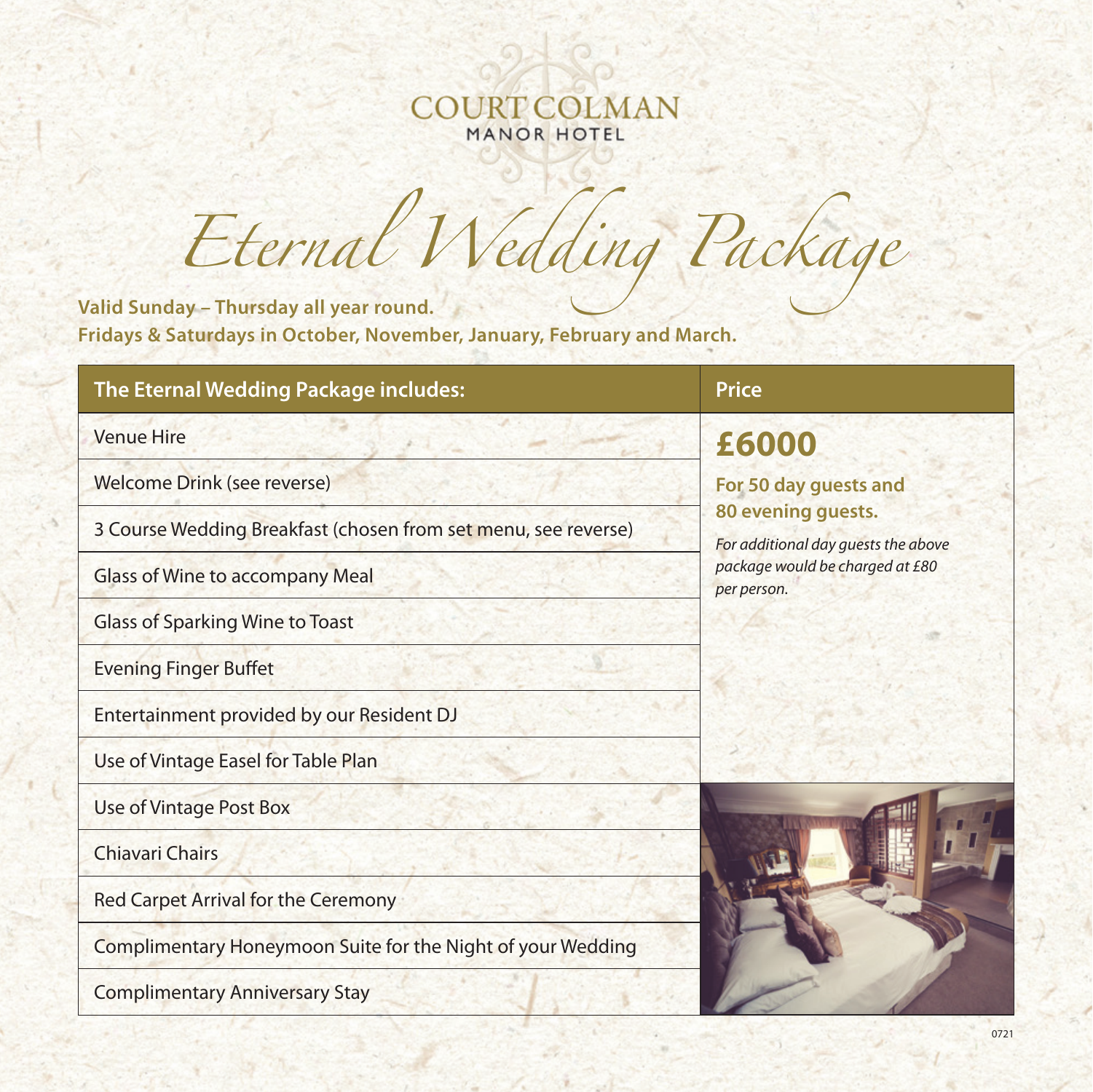COURT COLMAN
MANOR HOTEL

# Eternal Wedding Package

**Valid Sunday – Thursday all year round.**
**Fridays & Saturdays in October, November, January, February and March.**

| The Eternal Wedding Package includes: | Price |
|---|---|
| Venue Hire | **£6000** |
| Welcome Drink (see reverse) | **For 50 day guests and 80 evening guests.** |
| 3 Course Wedding Breakfast (chosen from set menu, see reverse) | *For additional day guests the above package would be charged at £80 per person.* |
| Glass of Wine to accompany Meal | |
| Glass of Sparking Wine to Toast | |
| Evening Finger Buffet | |
| Entertainment provided by our Resident DJ | |
| Use of Vintage Easel for Table Plan | |
| Use of Vintage Post Box | |
| Chiavari Chairs | |
| Red Carpet Arrival for the Ceremony | |
| Complimentary Honeymoon Suite for the Night of your Wedding | |
| Complimentary Anniversary Stay | |

0721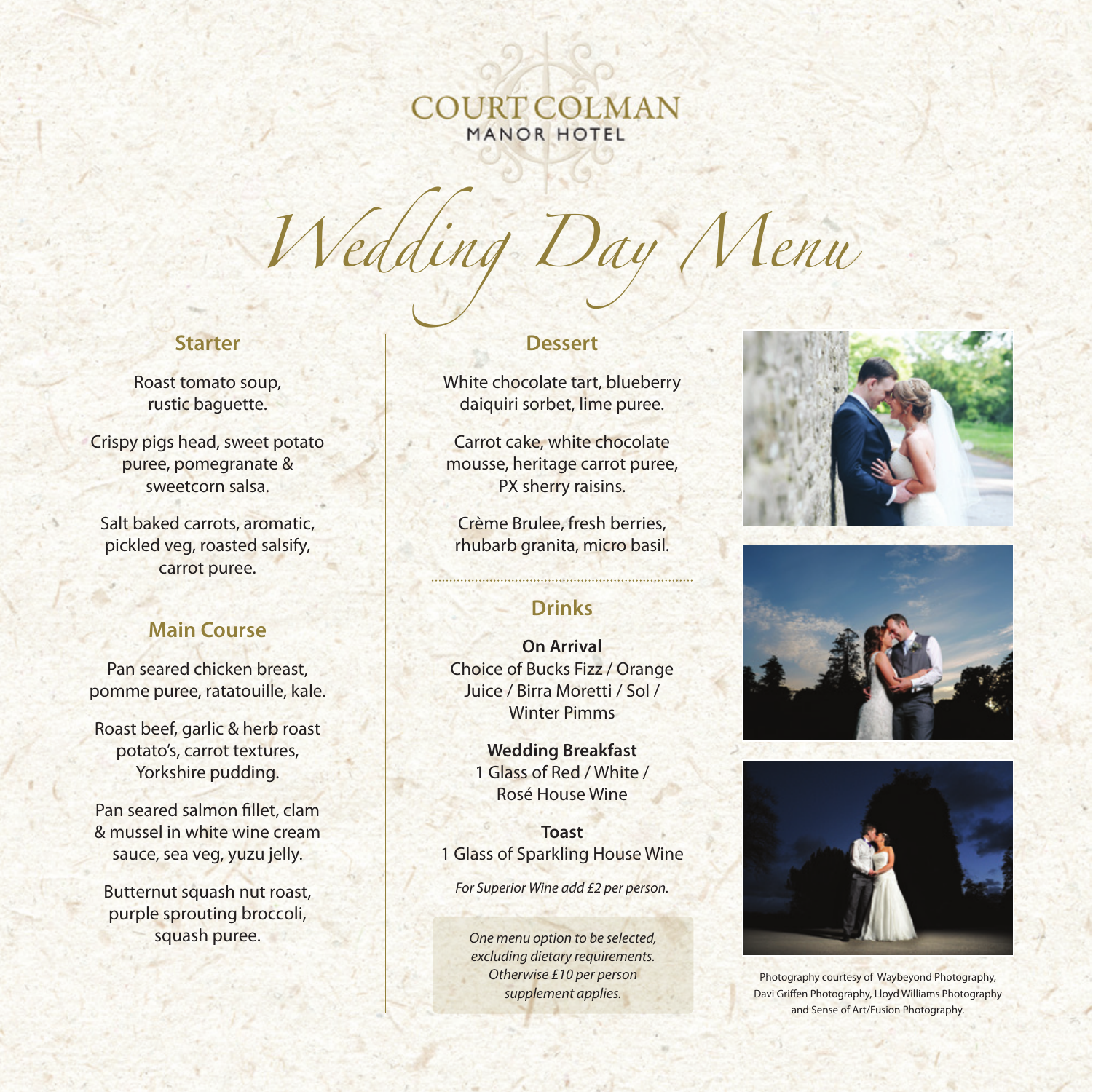COURT COLMAN
MANOR HOTEL

# Wedding Day Menu

## Starter

Roast tomato soup, rustic baguette.

Crispy pigs head, sweet potato puree, pomegranate & sweetcorn salsa.

Salt baked carrots, aromatic, pickled veg, roasted salsify, carrot puree.

## Main Course

Pan seared chicken breast, pomme puree, ratatouille, kale.

Roast beef, garlic & herb roast potato's, carrot textures, Yorkshire pudding.

Pan seared salmon fillet, clam & mussel in white wine cream sauce, sea veg, yuzu jelly.

Butternut squash nut roast, purple sprouting broccoli, squash puree.

## Dessert

White chocolate tart, blueberry daiquiri sorbet, lime puree.

Carrot cake, white chocolate mousse, heritage carrot puree, PX sherry raisins.

Crème Brulee, fresh berries, rhubarb granita, micro basil.

## Drinks

**On Arrival**
Choice of Bucks Fizz / Orange Juice / Birra Moretti / Sol / Winter Pimms

**Wedding Breakfast**
1 Glass of Red / White / Rosé House Wine

**Toast**
1 Glass of Sparkling House Wine

*For Superior Wine add £2 per person.*

*One menu option to be selected, excluding dietary requirements. Otherwise £10 per person supplement applies.*

Photography courtesy of Waybeyond Photography, Davi Griffen Photography, Lloyd Williams Photography and Sense of Art/Fusion Photography.